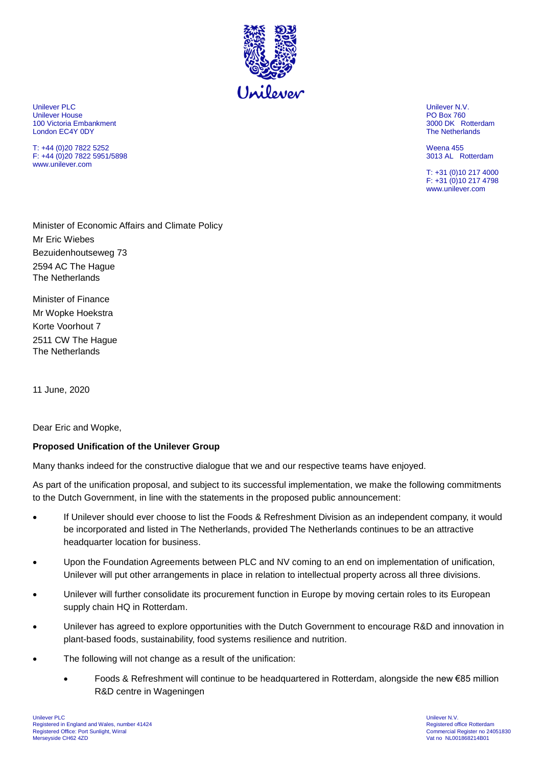Unilever PLC
Unilever House
100 Victoria Embankment
London EC4Y 0DY

T: +44 (0)20 7822 5252
F: +44 (0)20 7822 5951/5898
www.unilever.com

Unilever N.V.
PO Box 760
3000 DK Rotterdam
The Netherlands

Weena 455
3013 AL Rotterdam

T: +31 (0)10 217 4000
F: +31 (0)10 217 4798
www.unilever.com

Minister of Economic Affairs and Climate Policy
Mr Eric Wiebes
Bezuidenhoutseweg 73
2594 AC The Hague
The Netherlands

Minister of Finance
Mr Wopke Hoekstra
Korte Voorhout 7
2511 CW The Hague
The Netherlands

11 June, 2020

Dear Eric and Wopke,

**Proposed Unification of the Unilever Group**

Many thanks indeed for the constructive dialogue that we and our respective teams have enjoyed.

As part of the unification proposal, and subject to its successful implementation, we make the following commitments to the Dutch Government, in line with the statements in the proposed public announcement:

- If Unilever should ever choose to list the Foods & Refreshment Division as an independent company, it would be incorporated and listed in The Netherlands, provided The Netherlands continues to be an attractive headquarter location for business.
- Upon the Foundation Agreements between PLC and NV coming to an end on implementation of unification, Unilever will put other arrangements in place in relation to intellectual property across all three divisions.
- Unilever will further consolidate its procurement function in Europe by moving certain roles to its European supply chain HQ in Rotterdam.
- Unilever has agreed to explore opportunities with the Dutch Government to encourage R&D and innovation in plant-based foods, sustainability, food systems resilience and nutrition.
- The following will not change as a result of the unification:
  - Foods & Refreshment will continue to be headquartered in Rotterdam, alongside the new €85 million R&D centre in Wageningen

Unilever PLC
Registered in England and Wales, number 41424
Registered Office: Port Sunlight, Wirral
Merseyside CH62 4ZD

Unilever N.V.
Registered office Rotterdam
Commercial Register no 24051830
Vat no NL001868214B01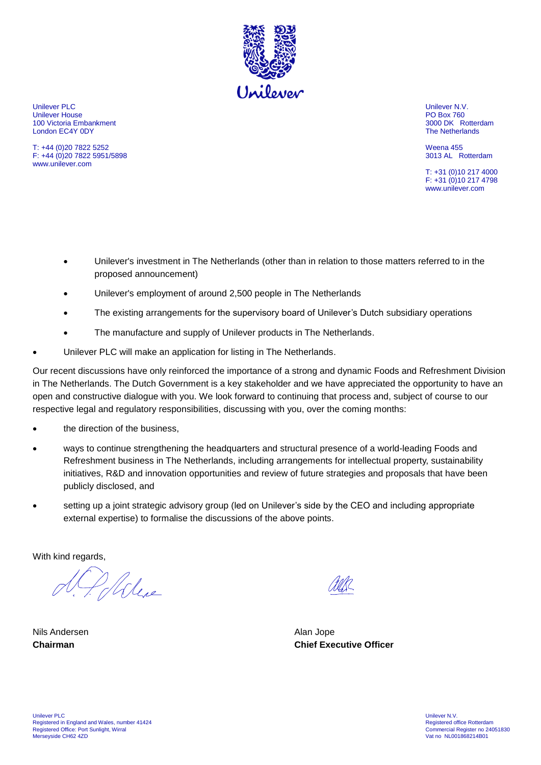Unilever PLC
Unilever House
100 Victoria Embankment
London EC4Y 0DY

T: +44 (0)20 7822 5252
F: +44 (0)20 7822 5951/5898
www.unilever.com

Unilever N.V.
PO Box 760
3000 DK Rotterdam
The Netherlands

Weena 455
3013 AL Rotterdam

T: +31 (0)10 217 4000
F: +31 (0)10 217 4798
www.unilever.com

- Unilever's investment in The Netherlands (other than in relation to those matters referred to in the proposed announcement)
- Unilever's employment of around 2,500 people in The Netherlands
- The existing arrangements for the supervisory board of Unilever's Dutch subsidiary operations
- The manufacture and supply of Unilever products in The Netherlands.

- Unilever PLC will make an application for listing in The Netherlands.

Our recent discussions have only reinforced the importance of a strong and dynamic Foods and Refreshment Division in The Netherlands. The Dutch Government is a key stakeholder and we have appreciated the opportunity to have an open and constructive dialogue with you. We look forward to continuing that process and, subject of course to our respective legal and regulatory responsibilities, discussing with you, over the coming months:

- the direction of the business,
- ways to continue strengthening the headquarters and structural presence of a world-leading Foods and Refreshment business in The Netherlands, including arrangements for intellectual property, sustainability initiatives, R&D and innovation opportunities and review of future strategies and proposals that have been publicly disclosed, and
- setting up a joint strategic advisory group (led on Unilever's side by the CEO and including appropriate external expertise) to formalise the discussions of the above points.

With kind regards,

Nils Andersen
**Chairman**

Alan Jope
**Chief Executive Officer**

Unilever PLC
Registered in England and Wales, number 41424
Registered Office: Port Sunlight, Wirral
Merseyside CH62 4ZD

Unilever N.V.
Registered office Rotterdam
Commercial Register no 24051830
Vat no NL001868214B01